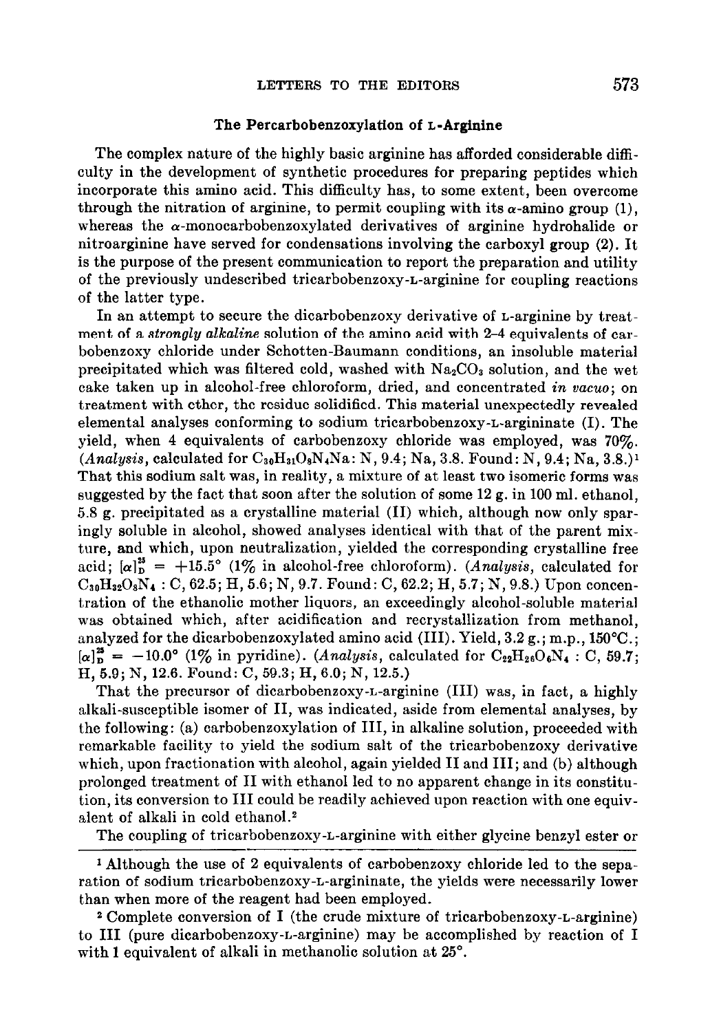## The Percarbobenzoxylation of L-Arginine

The complex nature of the highly basic arginine has afforded considerable difficulty in the development of synthetic procedures for preparing peptides which incorporate this amino acid. This difficulty has, to some extent, been overcome through the nitration of arginine, to permit coupling with its α-amino group (1), whereas the α-monocarbobenzoxylated derivatives of arginine hydrohalide or nitroarginine have served for condensations involving the carboxyl group (2). It is the purpose of the present communication to report the preparation and utility of the previously undescribed tricarbobenzoxy-L-arginine for coupling reactions of the latter type.

In an attempt to secure the dicarbobenzoxy derivative of L-arginine by treatment of a *strongly alkaline* solution of the amino acid with 2–4 equivalents of carbobenzoxy chloride under Schotten-Baumann conditions, an insoluble material precipitated which was filtered cold, washed with $Na_2CO_3$ solution, and the wet cake taken up in alcohol-free chloroform, dried, and concentrated *in vacuo*; on treatment with ether, the residue solidified. This material unexpectedly revealed elemental analyses conforming to sodium tricarbobenzoxy-L-argininate (I). The yield, when 4 equivalents of carbobenzoxy chloride was employed, was 70%. (*Analysis*, calculated for $C_{30}H_{31}O_8N_4Na$: N, 9.4; Na, 3.8. Found: N, 9.4; Na, 3.8.)[1] That this sodium salt was, in reality, a mixture of at least two isomeric forms was suggested by the fact that soon after the solution of some 12 g. in 100 ml. ethanol, 5.8 g. precipitated as a crystalline material (II) which, although now only sparingly soluble in alcohol, showed analyses identical with that of the parent mixture, and which, upon neutralization, yielded the corresponding crystalline free acid; $[\alpha]_D^{25} = +15.5°$ (1% in alcohol-free chloroform). (*Analysis*, calculated for $C_{30}H_{32}O_8N_4$ : C, 62.5; H, 5.6; N, 9.7. Found: C, 62.2; H, 5.7; N, 9.8.) Upon concentration of the ethanolic mother liquors, an exceedingly alcohol-soluble material was obtained which, after acidification and recrystallization from methanol, analyzed for the dicarbobenzoxylated amino acid (III). Yield, 3.2 g.; m.p., 150°C.; $[\alpha]_D^{25} = -10.0°$ (1% in pyridine). (*Analysis*, calculated for $C_{22}H_{26}O_6N_4$ : C, 59.7; H, 5.9; N, 12.6. Found: C, 59.3; H, 6.0; N, 12.5.)

That the precursor of dicarbobenzoxy-L-arginine (III) was, in fact, a highly alkali-susceptible isomer of II, was indicated, aside from elemental analyses, by the following: (a) carbobenzoxylation of III, in alkaline solution, proceeded with remarkable facility to yield the sodium salt of the tricarbobenzoxy derivative which, upon fractionation with alcohol, again yielded II and III; and (b) although prolonged treatment of II with ethanol led to no apparent change in its constitution, its conversion to III could be readily achieved upon reaction with one equivalent of alkali in cold ethanol.[2]

The coupling of tricarbobenzoxy-L-arginine with either glycine benzyl ester or

---

[1] Although the use of 2 equivalents of carbobenzoxy chloride led to the separation of sodium tricarbobenzoxy-L-argininate, the yields were necessarily lower than when more of the reagent had been employed.

[2] Complete conversion of I (the crude mixture of tricarbobenzoxy-L-arginine) to III (pure dicarbobenzoxy-L-arginine) may be accomplished by reaction of I with 1 equivalent of alkali in methanolic solution at 25°.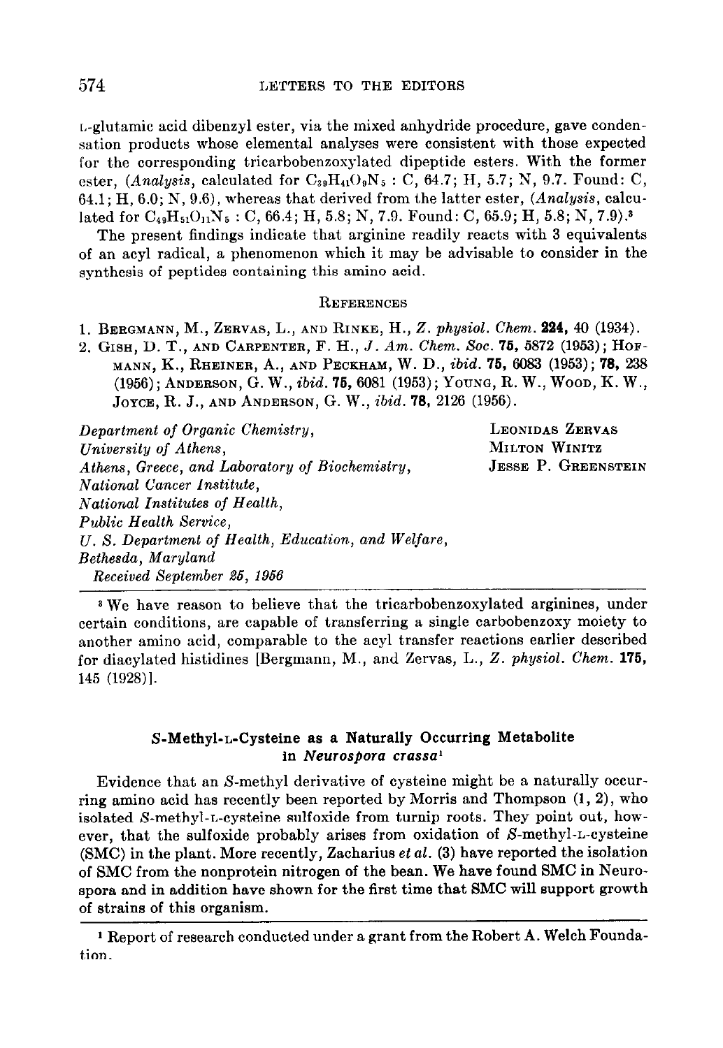L-glutamic acid dibenzyl ester, via the mixed anhydride procedure, gave condensation products whose elemental analyses were consistent with those expected for the corresponding tricarbobenzoxylated dipeptide esters. With the former ester, (*Analysis*, calculated for $C_{39}H_{41}O_9N_5$ : C, 64.7; H, 5.7; N, 9.7. Found: C, 64.1; H, 6.0; N, 9.6), whereas that derived from the latter ester, (*Analysis*, calculated for $C_{49}H_{51}O_{11}N_5$ : C, 66.4; H, 5.8; N, 7.9. Found: C, 65.9; H, 5.8; N, 7.9).[3]

The present findings indicate that arginine readily reacts with 3 equivalents of an acyl radical, a phenomenon which it may be advisable to consider in the synthesis of peptides containing this amino acid.

## References

1. Bergmann, M., Zervas, L., and Rinke, H., *Z. physiol. Chem.* **224**, 40 (1934).
2. Gish, D. T., and Carpenter, F. H., *J. Am. Chem. Soc.* **75**, 5872 (1953); Hofmann, K., Rheiner, A., and Peckham, W. D., *ibid.* **75**, 6083 (1953); **78**, 238 (1956); Anderson, G. W., *ibid.* **75**, 6081 (1953); Young, R. W., Wood, K. W., Joyce, R. J., and Anderson, G. W., *ibid.* **78**, 2126 (1956).

*Department of Organic Chemistry,*
*University of Athens,*
*Athens, Greece, and Laboratory of Biochemistry,*
*National Cancer Institute,*
*National Institutes of Health,*
*Public Health Service,*
*U. S. Department of Health, Education, and Welfare,*
*Bethesda, Maryland*
*Received September 25, 1956*

Leonidas Zervas
Milton Winitz
Jesse P. Greenstein

[3] We have reason to believe that the tricarbobenzoxylated arginines, under certain conditions, are capable of transferring a single carbobenzoxy moiety to another amino acid, comparable to the acyl transfer reactions earlier described for diacylated histidines [Bergmann, M., and Zervas, L., *Z. physiol. Chem.* **175**, 145 (1928)].

## *S*-Methyl-L-Cysteine as a Naturally Occurring Metabolite in *Neurospora crassa*[1]

Evidence that an *S*-methyl derivative of cysteine might be a naturally occurring amino acid has recently been reported by Morris and Thompson (1, 2), who isolated *S*-methyl-L-cysteine sulfoxide from turnip roots. They point out, however, that the sulfoxide probably arises from oxidation of *S*-methyl-L-cysteine (SMC) in the plant. More recently, Zacharius *et al.* (3) have reported the isolation of SMC from the nonprotein nitrogen of the bean. We have found SMC in Neurospora and in addition have shown for the first time that SMC will support growth of strains of this organism.

[1] Report of research conducted under a grant from the Robert A. Welch Foundation.